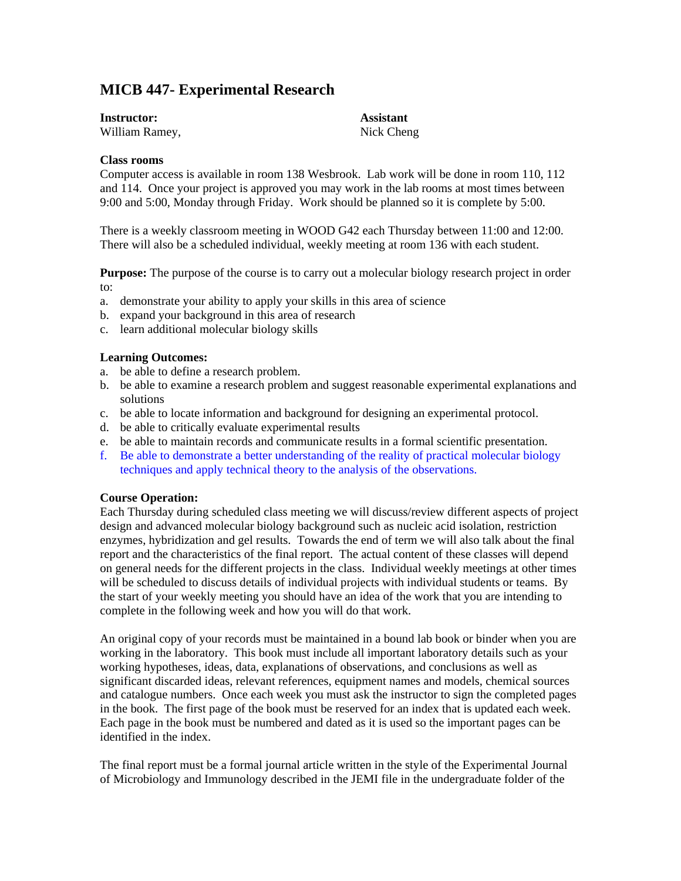# MICB 447- Experimental Research

**Instructor:**
William Ramey,

**Assistant**
Nick Cheng

**Class rooms**
Computer access is available in room 138 Wesbrook. Lab work will be done in room 110, 112 and 114. Once your project is approved you may work in the lab rooms at most times between 9:00 and 5:00, Monday through Friday. Work should be planned so it is complete by 5:00.

There is a weekly classroom meeting in WOOD G42 each Thursday between 11:00 and 12:00. There will also be a scheduled individual, weekly meeting at room 136 with each student.

**Purpose:** The purpose of the course is to carry out a molecular biology research project in order to:

a. demonstrate your ability to apply your skills in this area of science
b. expand your background in this area of research
c. learn additional molecular biology skills

**Learning Outcomes:**

a. be able to define a research problem.
b. be able to examine a research problem and suggest reasonable experimental explanations and solutions
c. be able to locate information and background for designing an experimental protocol.
d. be able to critically evaluate experimental results
e. be able to maintain records and communicate results in a formal scientific presentation.
f. Be able to demonstrate a better understanding of the reality of practical molecular biology techniques and apply technical theory to the analysis of the observations.

**Course Operation:**
Each Thursday during scheduled class meeting we will discuss/review different aspects of project design and advanced molecular biology background such as nucleic acid isolation, restriction enzymes, hybridization and gel results. Towards the end of term we will also talk about the final report and the characteristics of the final report. The actual content of these classes will depend on general needs for the different projects in the class. Individual weekly meetings at other times will be scheduled to discuss details of individual projects with individual students or teams. By the start of your weekly meeting you should have an idea of the work that you are intending to complete in the following week and how you will do that work.

An original copy of your records must be maintained in a bound lab book or binder when you are working in the laboratory. This book must include all important laboratory details such as your working hypotheses, ideas, data, explanations of observations, and conclusions as well as significant discarded ideas, relevant references, equipment names and models, chemical sources and catalogue numbers. Once each week you must ask the instructor to sign the completed pages in the book. The first page of the book must be reserved for an index that is updated each week. Each page in the book must be numbered and dated as it is used so the important pages can be identified in the index.

The final report must be a formal journal article written in the style of the Experimental Journal of Microbiology and Immunology described in the JEMI file in the undergraduate folder of the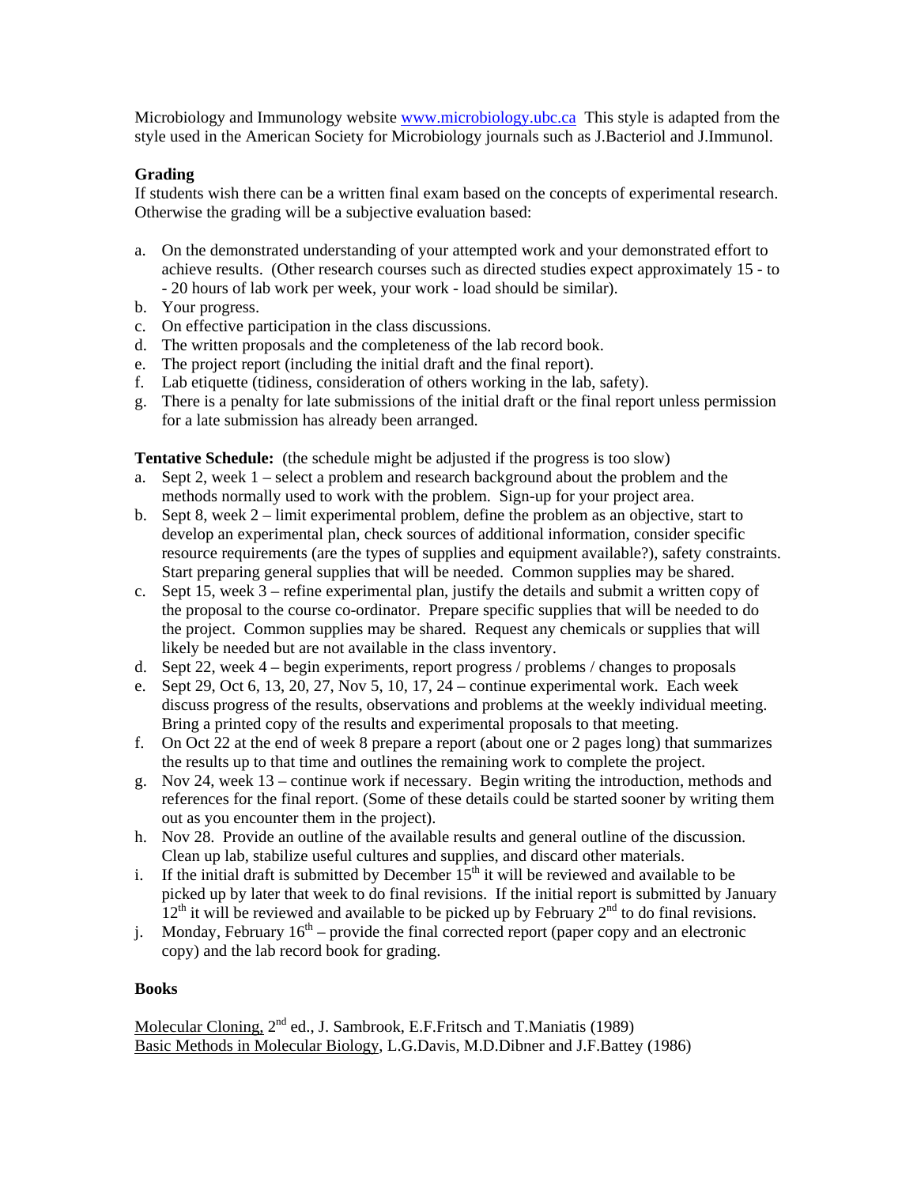Microbiology and Immunology website www.microbiology.ubc.ca This style is adapted from the style used in the American Society for Microbiology journals such as J.Bacteriol and J.Immunol.

**Grading**

If students wish there can be a written final exam based on the concepts of experimental research. Otherwise the grading will be a subjective evaluation based:

a. On the demonstrated understanding of your attempted work and your demonstrated effort to achieve results. (Other research courses such as directed studies expect approximately 15 - to - 20 hours of lab work per week, your work - load should be similar).
b. Your progress.
c. On effective participation in the class discussions.
d. The written proposals and the completeness of the lab record book.
e. The project report (including the initial draft and the final report).
f. Lab etiquette (tidiness, consideration of others working in the lab, safety).
g. There is a penalty for late submissions of the initial draft or the final report unless permission for a late submission has already been arranged.

**Tentative Schedule:** (the schedule might be adjusted if the progress is too slow)

a. Sept 2, week 1 – select a problem and research background about the problem and the methods normally used to work with the problem. Sign-up for your project area.
b. Sept 8, week 2 – limit experimental problem, define the problem as an objective, start to develop an experimental plan, check sources of additional information, consider specific resource requirements (are the types of supplies and equipment available?), safety constraints. Start preparing general supplies that will be needed. Common supplies may be shared.
c. Sept 15, week 3 – refine experimental plan, justify the details and submit a written copy of the proposal to the course co-ordinator. Prepare specific supplies that will be needed to do the project. Common supplies may be shared. Request any chemicals or supplies that will likely be needed but are not available in the class inventory.
d. Sept 22, week 4 – begin experiments, report progress / problems / changes to proposals
e. Sept 29, Oct 6, 13, 20, 27, Nov 5, 10, 17, 24 – continue experimental work. Each week discuss progress of the results, observations and problems at the weekly individual meeting. Bring a printed copy of the results and experimental proposals to that meeting.
f. On Oct 22 at the end of week 8 prepare a report (about one or 2 pages long) that summarizes the results up to that time and outlines the remaining work to complete the project.
g. Nov 24, week 13 – continue work if necessary. Begin writing the introduction, methods and references for the final report. (Some of these details could be started sooner by writing them out as you encounter them in the project).
h. Nov 28. Provide an outline of the available results and general outline of the discussion. Clean up lab, stabilize useful cultures and supplies, and discard other materials.
i. If the initial draft is submitted by December 15th it will be reviewed and available to be picked up by later that week to do final revisions. If the initial report is submitted by January 12th it will be reviewed and available to be picked up by February 2nd to do final revisions.
j. Monday, February 16th – provide the final corrected report (paper copy and an electronic copy) and the lab record book for grading.

**Books**

Molecular Cloning, 2nd ed., J. Sambrook, E.F.Fritsch and T.Maniatis (1989)
Basic Methods in Molecular Biology, L.G.Davis, M.D.Dibner and J.F.Battey (1986)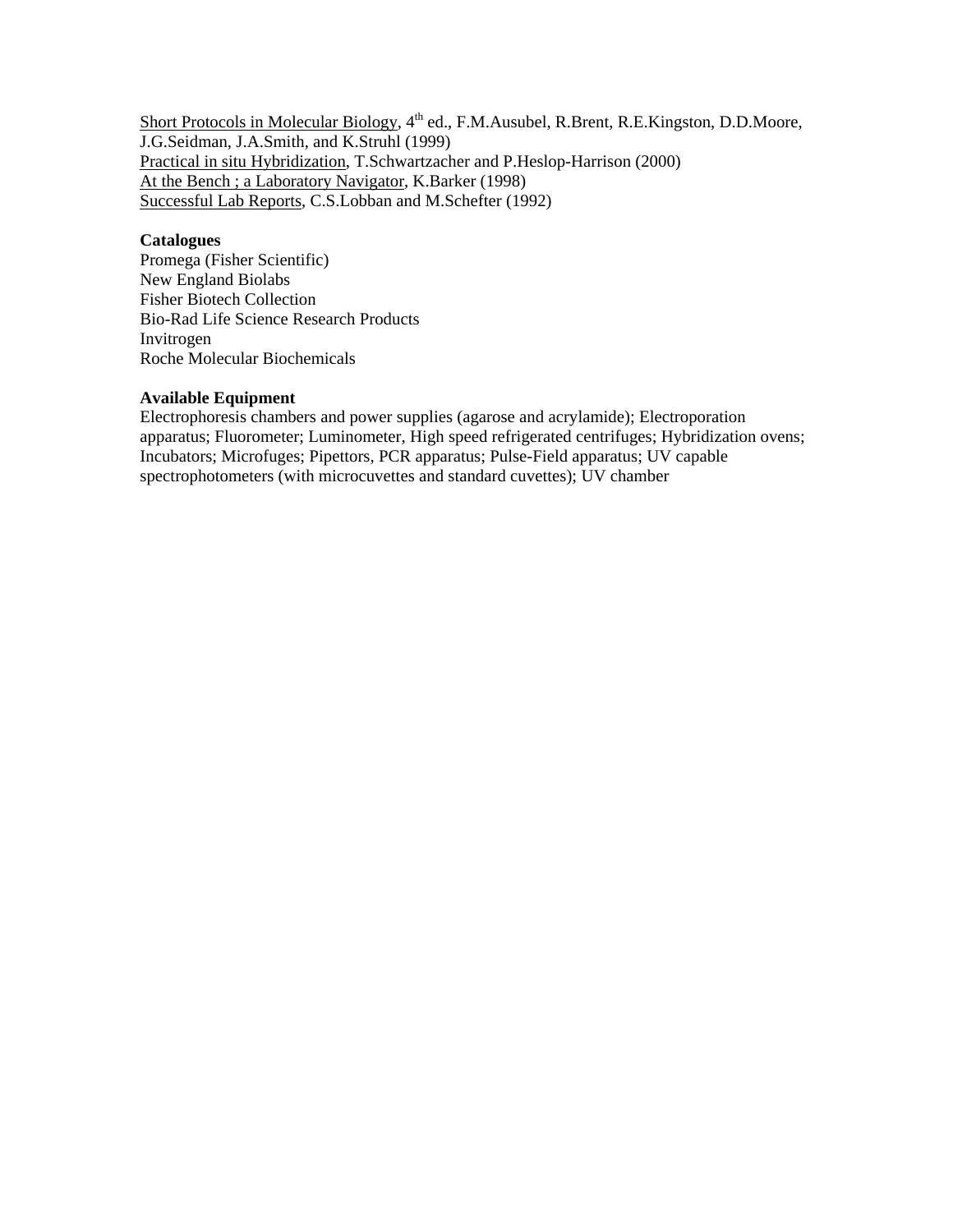Short Protocols in Molecular Biology, 4th ed., F.M.Ausubel, R.Brent, R.E.Kingston, D.D.Moore, J.G.Seidman, J.A.Smith, and K.Struhl (1999)
Practical in situ Hybridization, T.Schwartzacher and P.Heslop-Harrison (2000)
At the Bench ; a Laboratory Navigator, K.Barker (1998)
Successful Lab Reports, C.S.Lobban and M.Schefter (1992)

**Catalogues**
Promega (Fisher Scientific)
New England Biolabs
Fisher Biotech Collection
Bio-Rad Life Science Research Products
Invitrogen
Roche Molecular Biochemicals

**Available Equipment**
Electrophoresis chambers and power supplies (agarose and acrylamide); Electroporation apparatus; Fluorometer; Luminometer, High speed refrigerated centrifuges; Hybridization ovens; Incubators; Microfuges; Pipettors, PCR apparatus; Pulse-Field apparatus; UV capable spectrophotometers (with microcuvettes and standard cuvettes); UV chamber